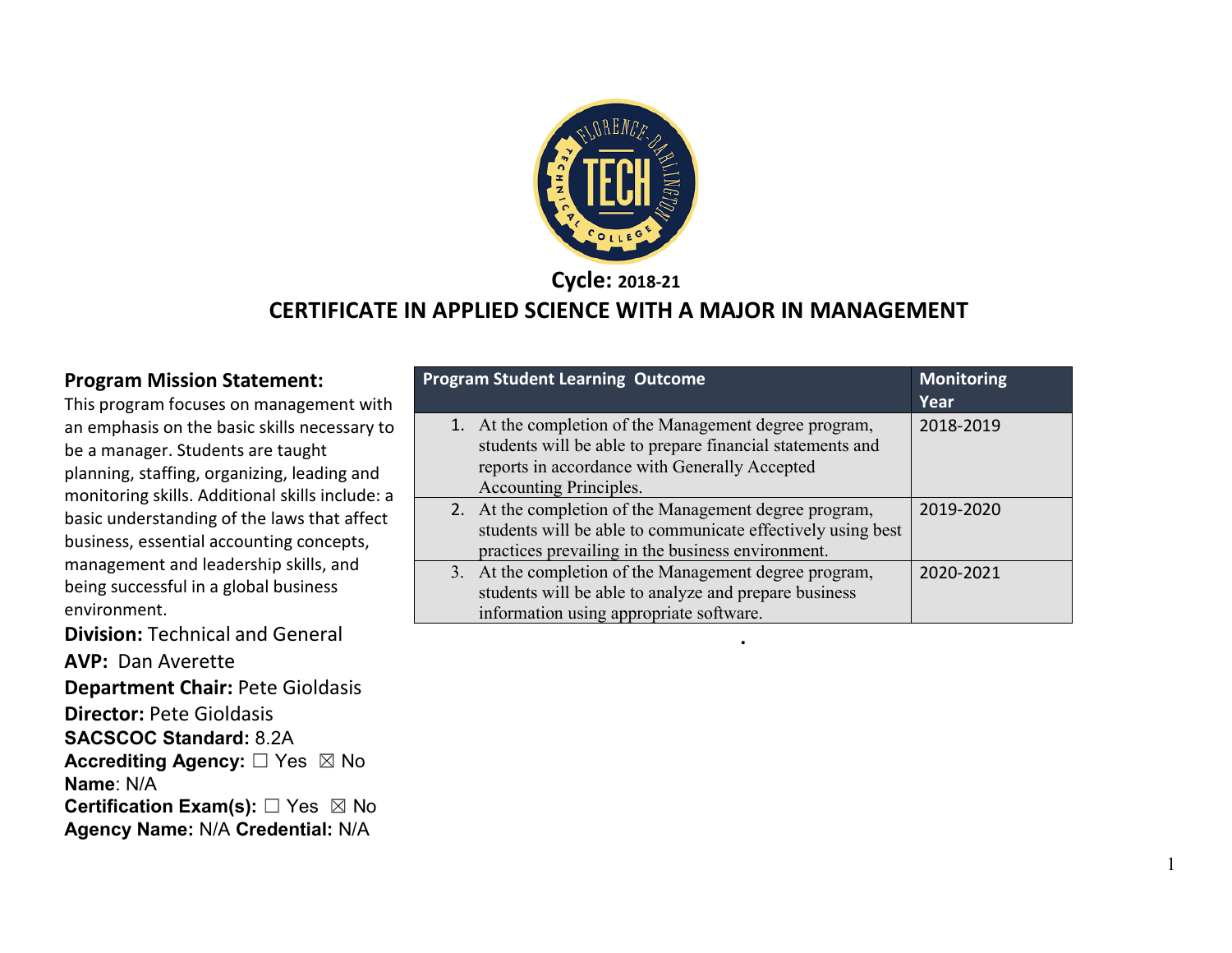**Cycle: 2018-21**

# CERTIFICATE IN APPLIED SCIENCE WITH A MAJOR IN MANAGEMENT

## Program Mission Statement:

This program focuses on management with an emphasis on the basic skills necessary to be a manager. Students are taught planning, staffing, organizing, leading and monitoring skills. Additional skills include: a basic understanding of the laws that affect business, essential accounting concepts, management and leadership skills, and being successful in a global business environment.

**Division:** Technical and General

**AVP:** Dan Averette

**Department Chair:** Pete Gioldasis

**Director:** Pete Gioldasis

**SACSCOC Standard:** 8.2A

**Accrediting Agency:** ☐ Yes ☒ No

**Name**: N/A

**Certification Exam(s):** ☐ Yes ☒ No

**Agency Name:** N/A **Credential:** N/A

| Program Student Learning Outcome | Monitoring Year |
|---|---|
| 1. At the completion of the Management degree program, students will be able to prepare financial statements and reports in accordance with Generally Accepted Accounting Principles. | 2018-2019 |
| 2. At the completion of the Management degree program, students will be able to communicate effectively using best practices prevailing in the business environment. | 2019-2020 |
| 3. At the completion of the Management degree program, students will be able to analyze and prepare business information using appropriate software. | 2020-2021 |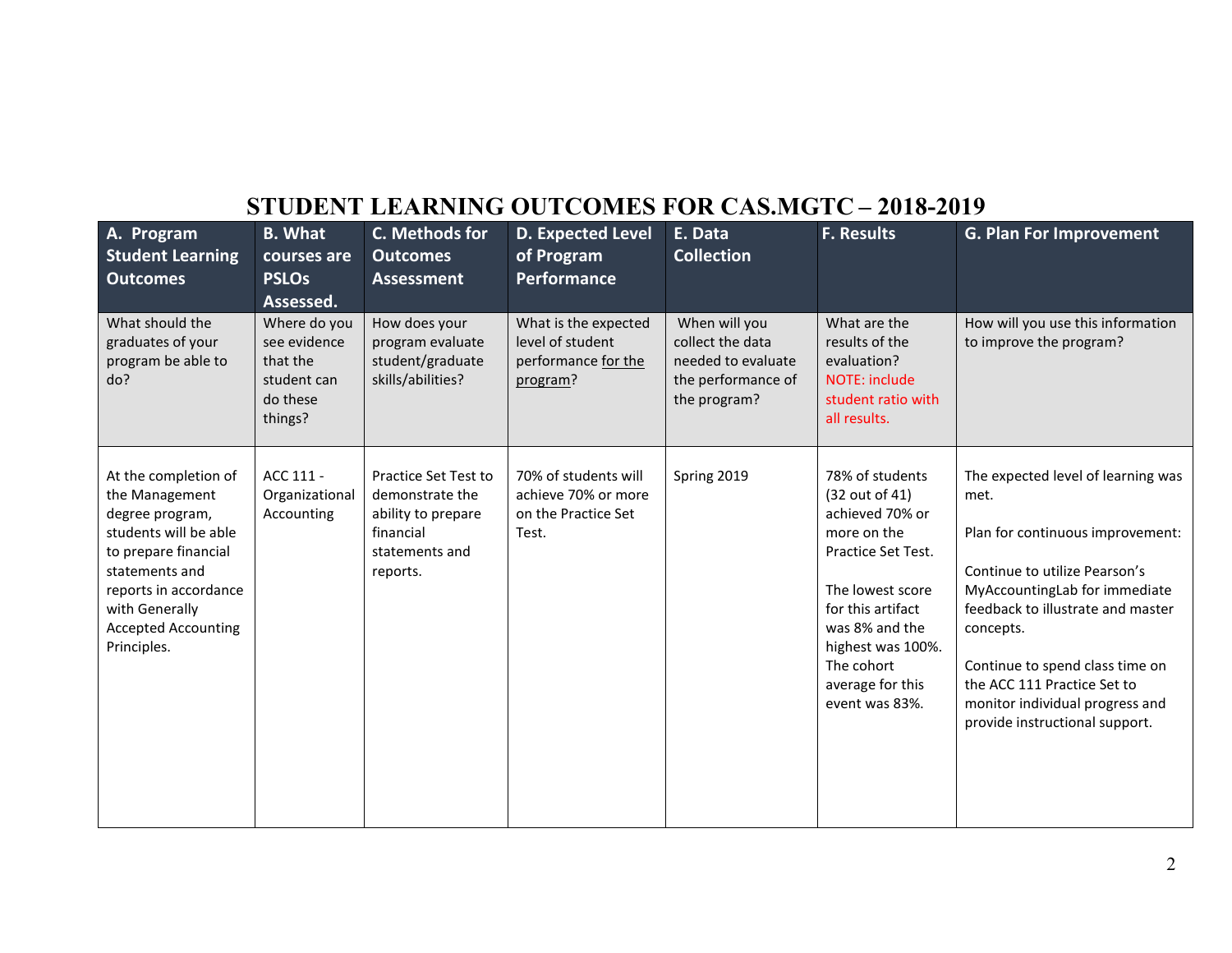# STUDENT LEARNING OUTCOMES FOR CAS.MGTC – 2018-2019

| A. Program Student Learning Outcomes | B. What courses are PSLOs Assessed. | C. Methods for Outcomes Assessment | D. Expected Level of Program Performance | E. Data Collection | F. Results | G. Plan For Improvement |
|---|---|---|---|---|---|---|
| What should the graduates of your program be able to do? | Where do you see evidence that the student can do these things? | How does your program evaluate student/graduate skills/abilities? | What is the expected level of student performance for the program? | When will you collect the data needed to evaluate the performance of the program? | What are the results of the evaluation? NOTE: include student ratio with all results. | How will you use this information to improve the program? |
| At the completion of the Management degree program, students will be able to prepare financial statements and reports in accordance with Generally Accepted Accounting Principles. | ACC 111 - Organizational Accounting | Practice Set Test to demonstrate the ability to prepare financial statements and reports. | 70% of students will achieve 70% or more on the Practice Set Test. | Spring 2019 | 78% of students (32 out of 41) achieved 70% or more on the Practice Set Test.<br><br>The lowest score for this artifact was 8% and the highest was 100%. The cohort average for this event was 83%. | The expected level of learning was met.<br><br>Plan for continuous improvement:<br><br>Continue to utilize Pearson's MyAccountingLab for immediate feedback to illustrate and master concepts.<br><br>Continue to spend class time on the ACC 111 Practice Set to monitor individual progress and provide instructional support. |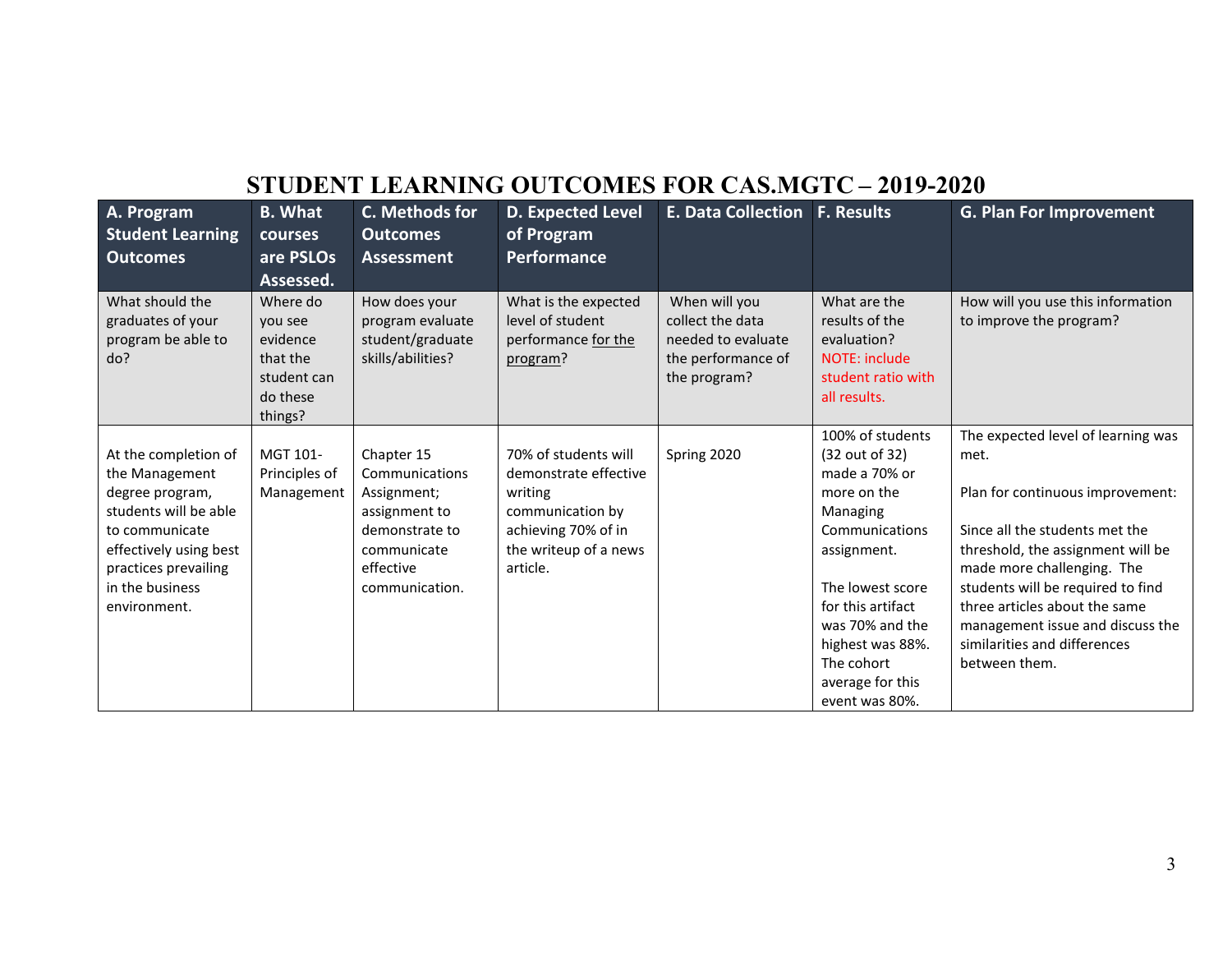# STUDENT LEARNING OUTCOMES FOR CAS.MGTC – 2019-2020

| A. Program Student Learning Outcomes | B. What courses are PSLOs Assessed. | C. Methods for Outcomes Assessment | D. Expected Level of Program Performance | E. Data Collection | F. Results | G. Plan For Improvement |
|---|---|---|---|---|---|---|
| What should the graduates of your program be able to do? | Where do you see evidence that the student can do these things? | How does your program evaluate student/graduate skills/abilities? | What is the expected level of student performance for the program? | When will you collect the data needed to evaluate the performance of the program? | What are the results of the evaluation? NOTE: include student ratio with all results. | How will you use this information to improve the program? |
| At the completion of the Management degree program, students will be able to communicate effectively using best practices prevailing in the business environment. | MGT 101-Principles of Management | Chapter 15 Communications Assignment; assignment to demonstrate to communicate effective communication. | 70% of students will demonstrate effective writing communication by achieving 70% of in the writeup of a news article. | Spring 2020 | 100% of students (32 out of 32) made a 70% or more on the Managing Communications assignment.<br><br>The lowest score for this artifact was 70% and the highest was 88%. The cohort average for this event was 80%. | The expected level of learning was met.<br><br>Plan for continuous improvement:<br><br>Since all the students met the threshold, the assignment will be made more challenging. The students will be required to find three articles about the same management issue and discuss the similarities and differences between them. |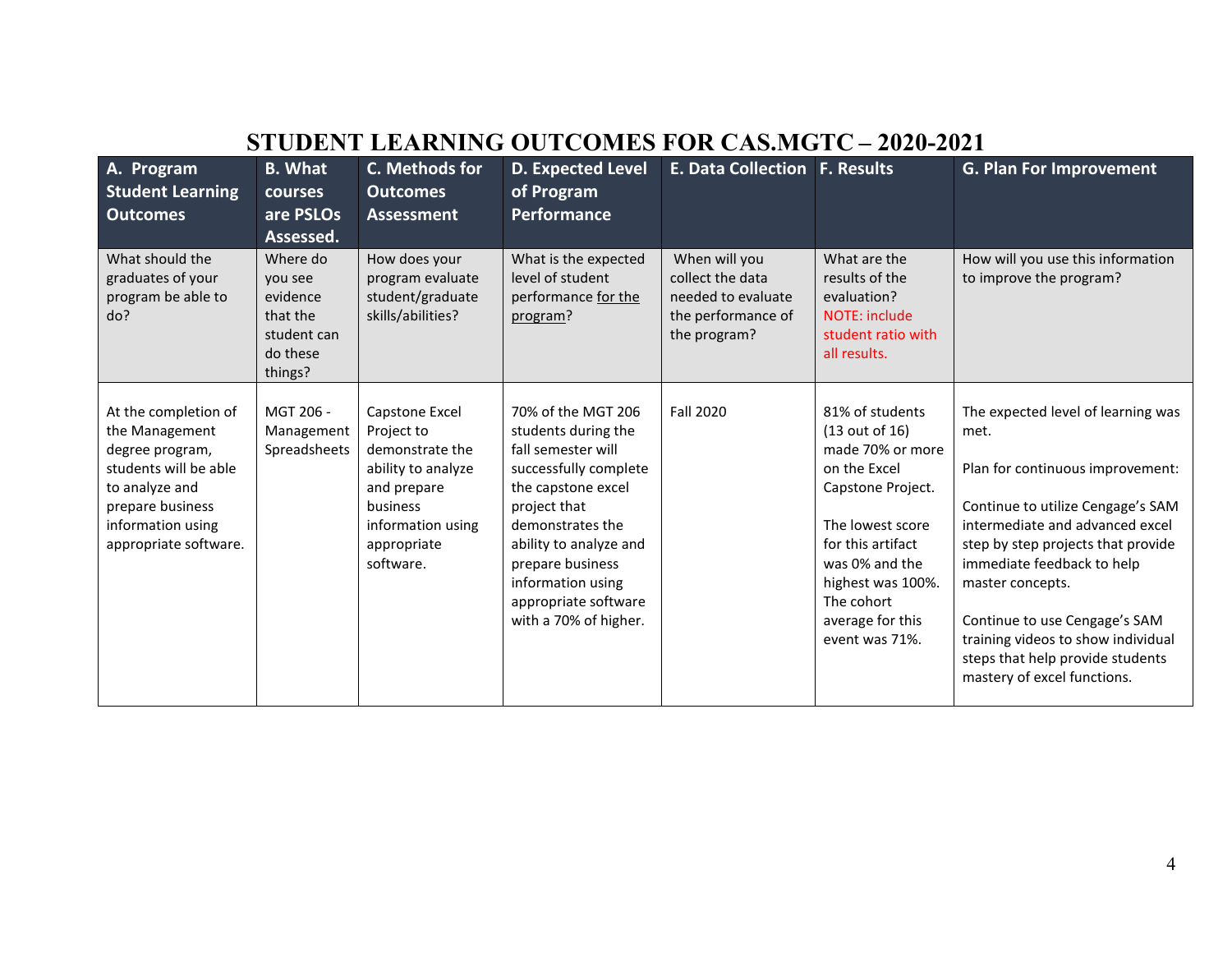# STUDENT LEARNING OUTCOMES FOR CAS.MGTC – 2020-2021

| A. Program Student Learning Outcomes | B. What courses are PSLOs Assessed. | C. Methods for Outcomes Assessment | D. Expected Level of Program Performance | E. Data Collection | F. Results | G. Plan For Improvement |
|---|---|---|---|---|---|---|
| What should the graduates of your program be able to do? | Where do you see evidence that the student can do these things? | How does your program evaluate student/graduate skills/abilities? | What is the expected level of student performance for the program? | When will you collect the data needed to evaluate the performance of the program? | What are the results of the evaluation? NOTE: include student ratio with all results. | How will you use this information to improve the program? |
| At the completion of the Management degree program, students will be able to analyze and prepare business information using appropriate software. | MGT 206 - Management Spreadsheets | Capstone Excel Project to demonstrate the ability to analyze and prepare business information using appropriate software. | 70% of the MGT 206 students during the fall semester will successfully complete the capstone excel project that demonstrates the ability to analyze and prepare business information using appropriate software with a 70% of higher. | Fall 2020 | 81% of students (13 out of 16) made 70% or more on the Excel Capstone Project.<br><br>The lowest score for this artifact was 0% and the highest was 100%. The cohort average for this event was 71%. | The expected level of learning was met.<br><br>Plan for continuous improvement:<br><br>Continue to utilize Cengage's SAM intermediate and advanced excel step by step projects that provide immediate feedback to help master concepts.<br><br>Continue to use Cengage's SAM training videos to show individual steps that help provide students mastery of excel functions. |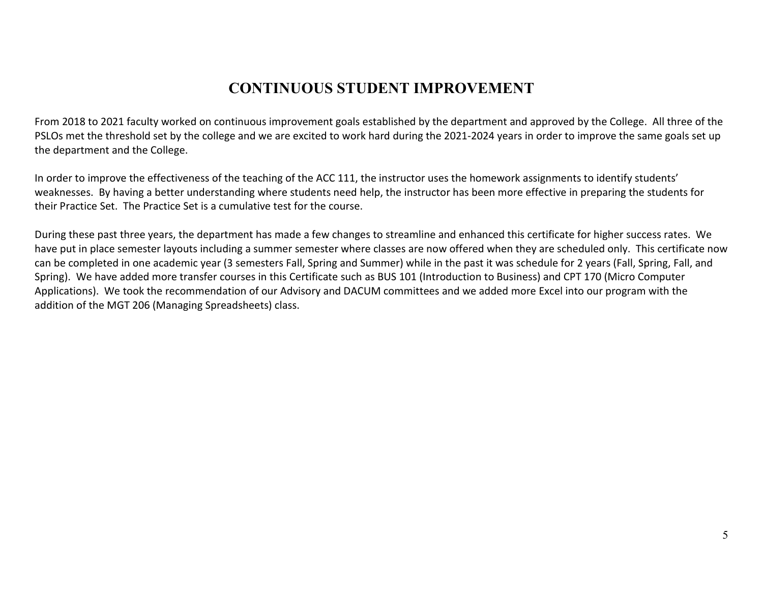# CONTINUOUS STUDENT IMPROVEMENT

From 2018 to 2021 faculty worked on continuous improvement goals established by the department and approved by the College. All three of the PSLOs met the threshold set by the college and we are excited to work hard during the 2021-2024 years in order to improve the same goals set up the department and the College.

In order to improve the effectiveness of the teaching of the ACC 111, the instructor uses the homework assignments to identify students' weaknesses. By having a better understanding where students need help, the instructor has been more effective in preparing the students for their Practice Set. The Practice Set is a cumulative test for the course.

During these past three years, the department has made a few changes to streamline and enhanced this certificate for higher success rates. We have put in place semester layouts including a summer semester where classes are now offered when they are scheduled only. This certificate now can be completed in one academic year (3 semesters Fall, Spring and Summer) while in the past it was schedule for 2 years (Fall, Spring, Fall, and Spring). We have added more transfer courses in this Certificate such as BUS 101 (Introduction to Business) and CPT 170 (Micro Computer Applications). We took the recommendation of our Advisory and DACUM committees and we added more Excel into our program with the addition of the MGT 206 (Managing Spreadsheets) class.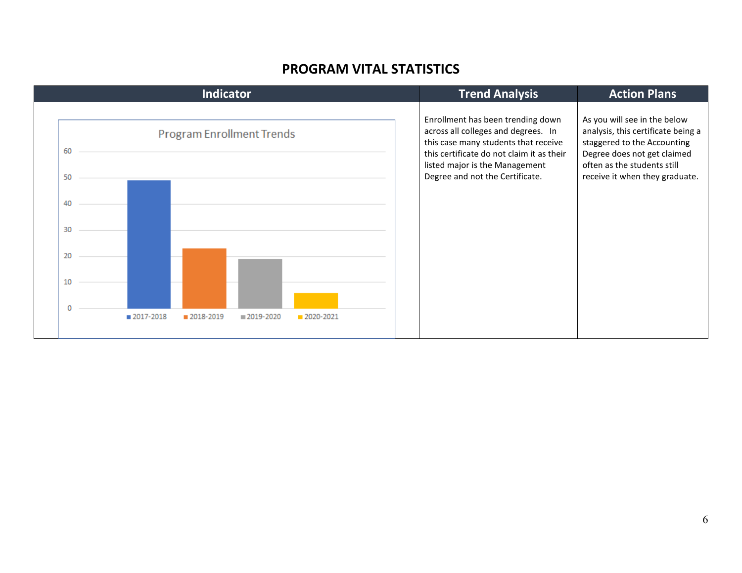## PROGRAM VITAL STATISTICS

| Indicator | Trend Analysis | Action Plans |
|---|---|---|
| Program Enrollment Trends (chart: 2017-2018, 2018-2019, 2019-2020, 2020-2021) | Enrollment has been trending down across all colleges and degrees. In this case many students that receive this certificate do not claim it as their listed major is the Management Degree and not the Certificate. | As you will see in the below analysis, this certificate being a staggered to the Accounting Degree does not get claimed often as the students still receive it when they graduate. |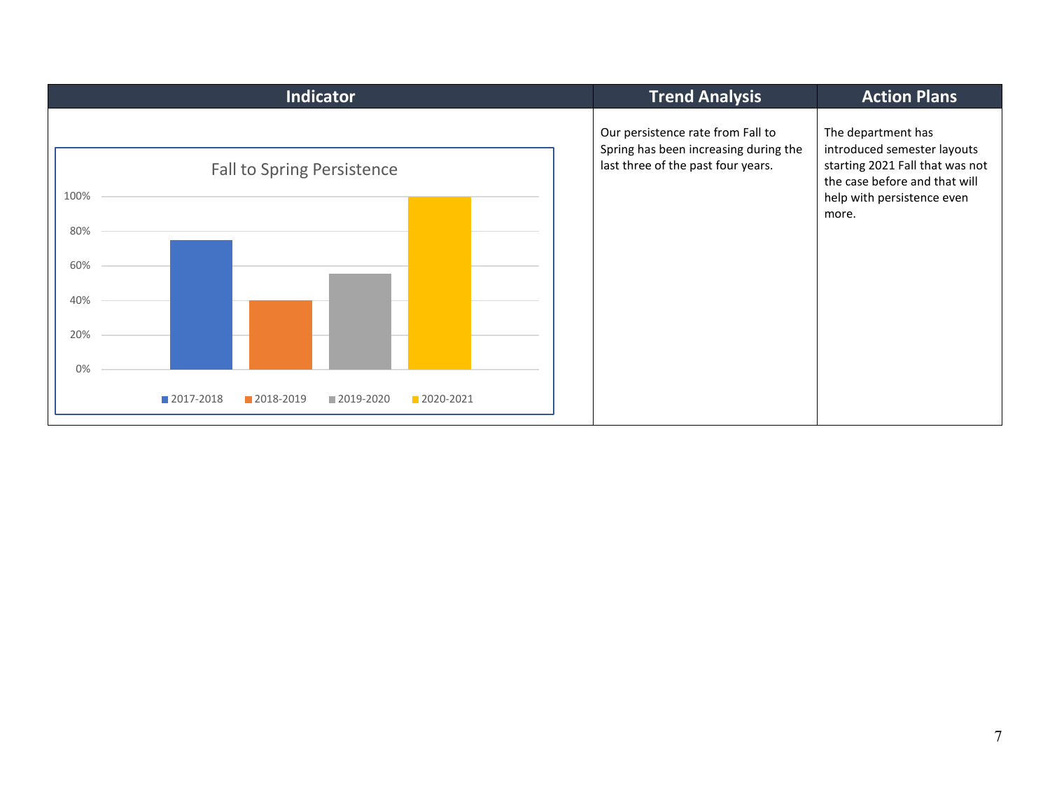| Indicator | Trend Analysis | Action Plans |
|---|---|---|
| Fall to Spring Persistence<br>2017-2018, 2018-2019, 2019-2020, 2020-2021 | Our persistence rate from Fall to Spring has been increasing during the last three of the past four years. | The department has introduced semester layouts starting 2021 Fall that was not the case before and that will help with persistence even more. |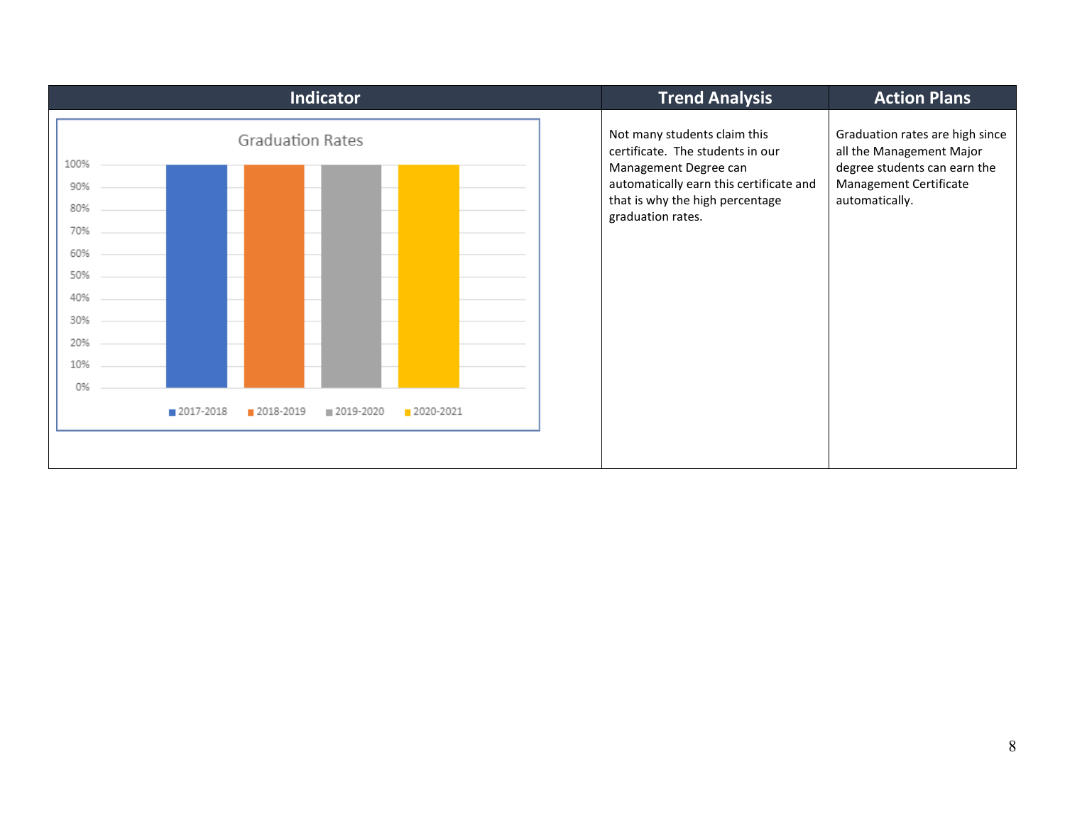| Indicator | Trend Analysis | Action Plans |
|---|---|---|
| Graduation Rates (2017-2018, 2018-2019, 2019-2020, 2020-2021) | Not many students claim this certificate. The students in our Management Degree can automatically earn this certificate and that is why the high percentage graduation rates. | Graduation rates are high since all the Management Major degree students can earn the Management Certificate automatically. |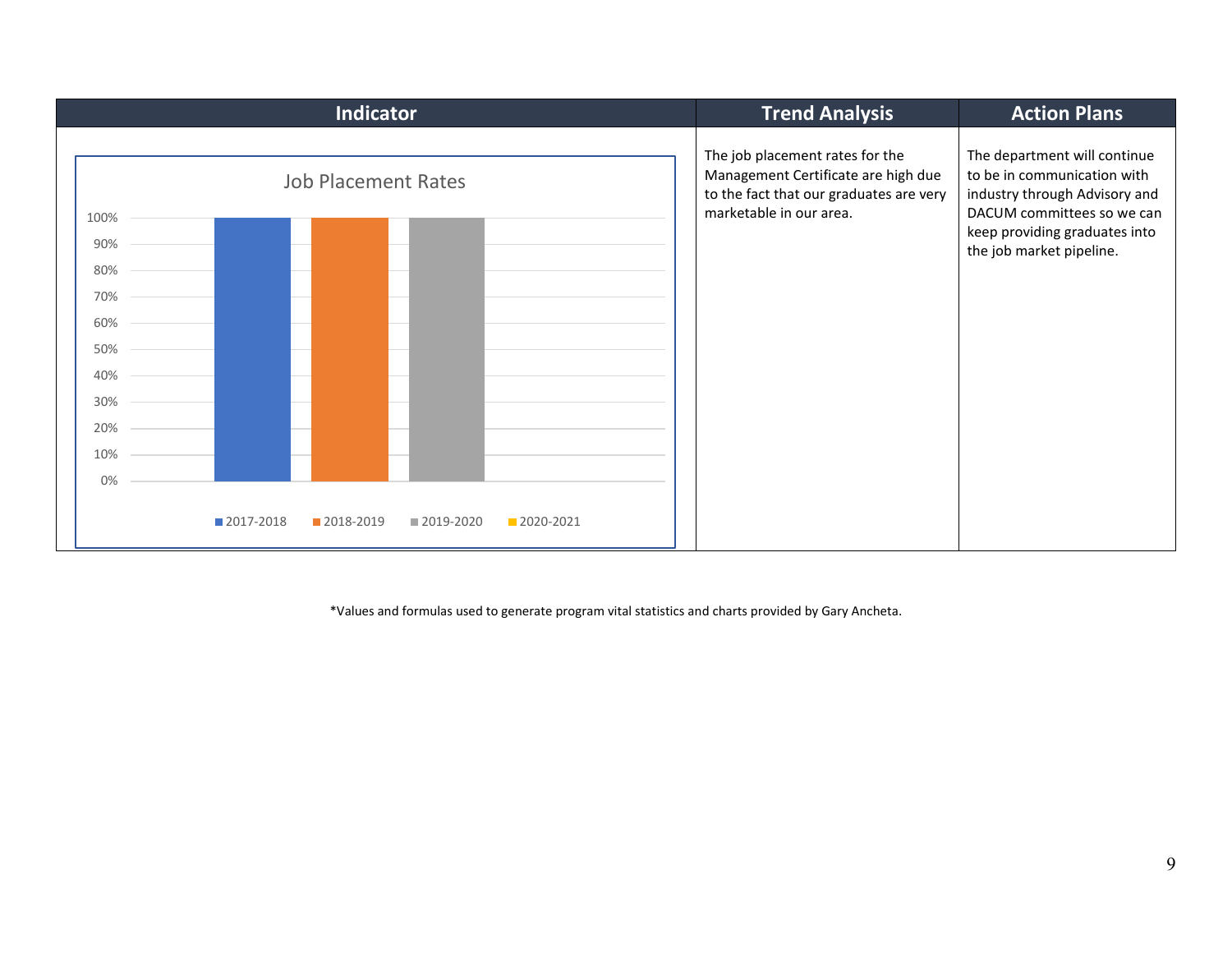| Indicator | Trend Analysis | Action Plans |
| --- | --- | --- |
| Job Placement Rates<br>100%<br>90%<br>80%<br>70%<br>60%<br>50%<br>40%<br>30%<br>20%<br>10%<br>0%<br>2017-2018 2018-2019 2019-2020 2020-2021 | The job placement rates for the Management Certificate are high due to the fact that our graduates are very marketable in our area. | The department will continue to be in communication with industry through Advisory and DACUM committees so we can keep providing graduates into the job market pipeline. |

*Values and formulas used to generate program vital statistics and charts provided by Gary Ancheta.